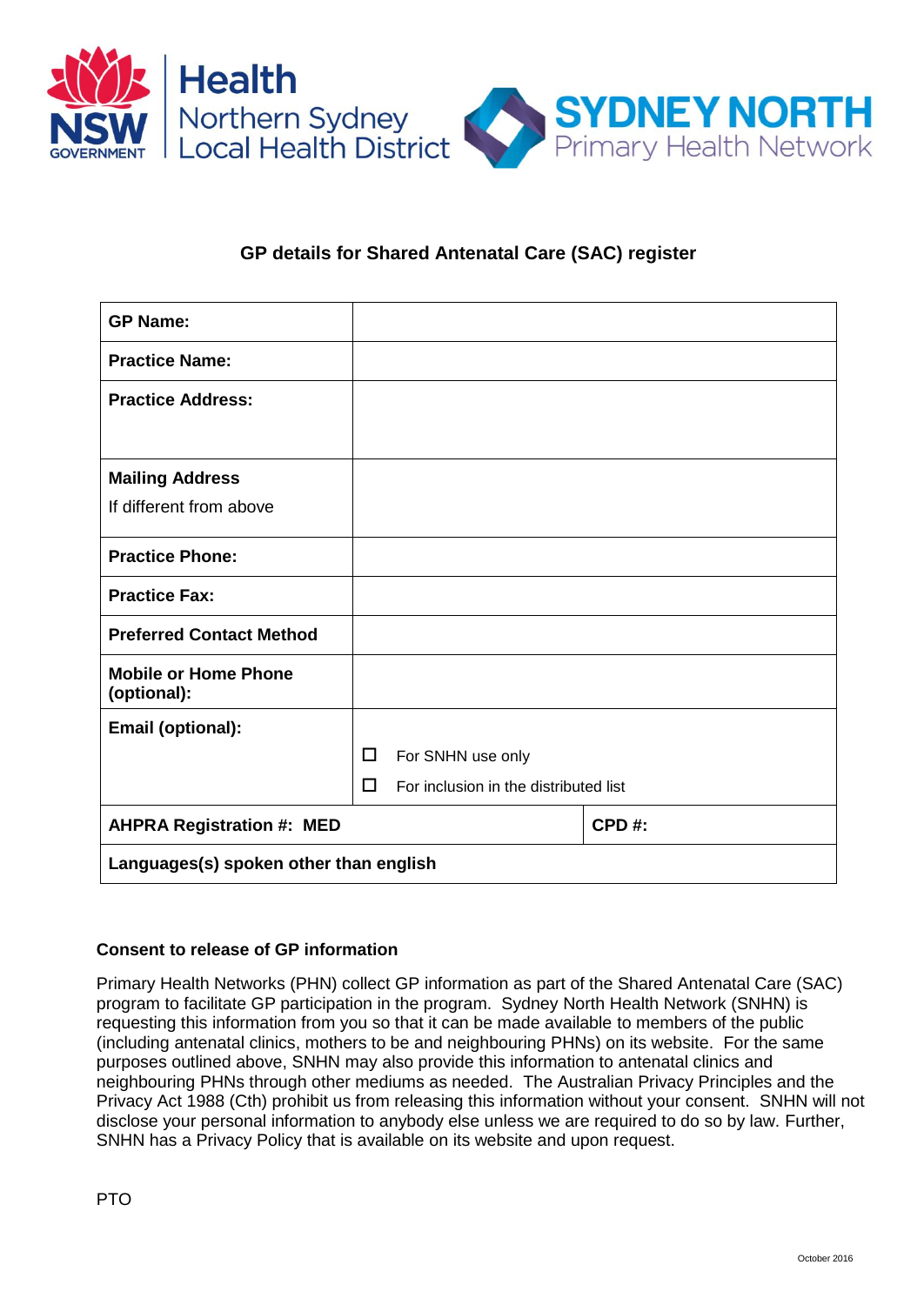Health
Northern Sydney
Local Health District

SYDNEY NORTH
Primary Health Network

## GP details for Shared Antenatal Care (SAC) register

| **GP Name:** | | |
|---|---|---|
| **Practice Name:** | | |
| **Practice Address:** | | |
| **Mailing Address** If different from above | | |
| **Practice Phone:** | | |
| **Practice Fax:** | | |
| **Preferred Contact Method** | | |
| **Mobile or Home Phone (optional):** | | |
| **Email (optional):** | ☐ For SNHN use only<br>☐ For inclusion in the distributed list | |
| **AHPRA Registration #: MED** | | **CPD #:** |
| **Languages(s) spoken other than english** | | |

**Consent to release of GP information**

Primary Health Networks (PHN) collect GP information as part of the Shared Antenatal Care (SAC) program to facilitate GP participation in the program. Sydney North Health Network (SNHN) is requesting this information from you so that it can be made available to members of the public (including antenatal clinics, mothers to be and neighbouring PHNs) on its website. For the same purposes outlined above, SNHN may also provide this information to antenatal clinics and neighbouring PHNs through other mediums as needed. The Australian Privacy Principles and the Privacy Act 1988 (Cth) prohibit us from releasing this information without your consent. SNHN will not disclose your personal information to anybody else unless we are required to do so by law. Further, SNHN has a Privacy Policy that is available on its website and upon request.

PTO

October 2016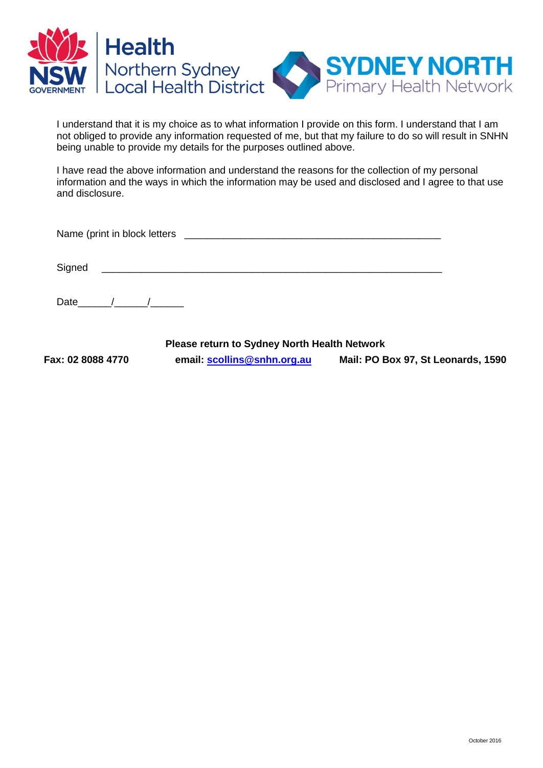I understand that it is my choice as to what information I provide on this form. I understand that I am not obliged to provide any information requested of me, but that my failure to do so will result in SNHN being unable to provide my details for the purposes outlined above.

I have read the above information and understand the reasons for the collection of my personal information and the ways in which the information may be used and disclosed and I agree to that use and disclosure.

Name (print in block letters \_\_\_\_\_\_\_\_\_\_\_\_\_\_\_\_\_\_\_\_\_\_\_\_\_\_\_\_\_\_\_\_\_\_\_\_\_\_\_\_\_\_\_\_\_\_

Signed \_\_\_\_\_\_\_\_\_\_\_\_\_\_\_\_\_\_\_\_\_\_\_\_\_\_\_\_\_\_\_\_\_\_\_\_\_\_\_\_\_\_\_\_\_\_\_\_\_\_\_\_\_\_\_\_\_\_\_\_\_\_

Date\_\_\_\_\_\_/\_\_\_\_\_\_/\_\_\_\_\_\_

**Please return to Sydney North Health Network**

**Fax: 02 8088 4770** **email: scollins@snhn.org.au** **Mail: PO Box 97, St Leonards, 1590**

October 2016